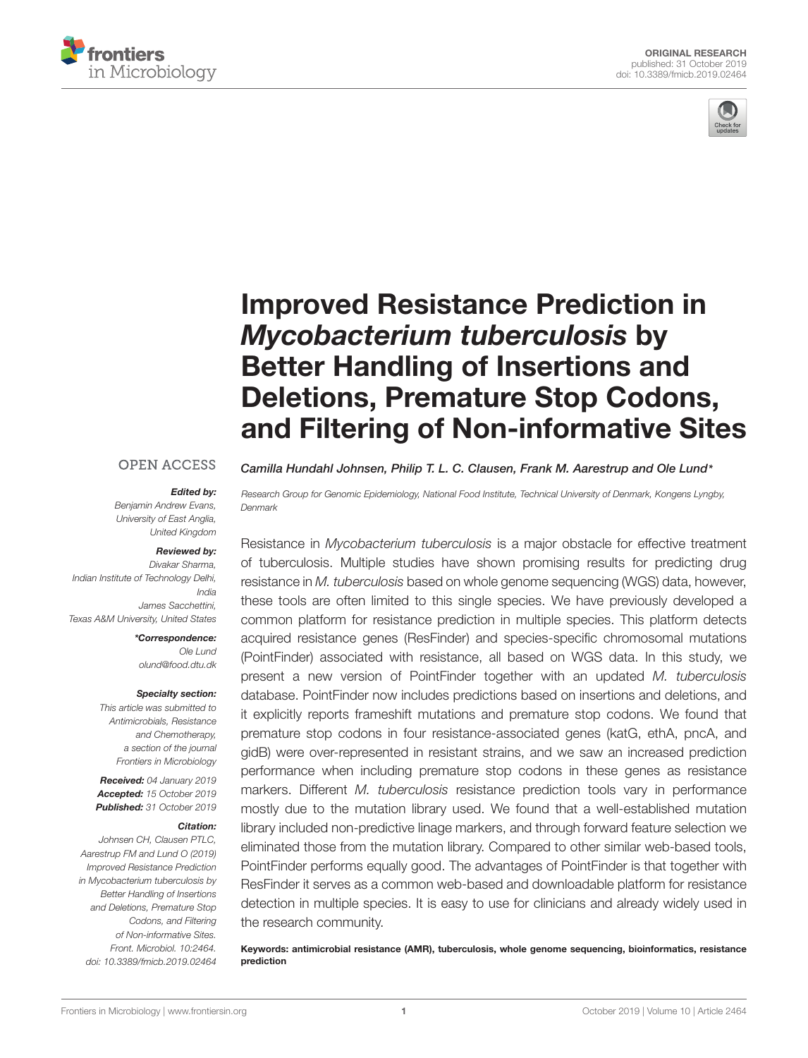ORIGINAL RESEARCH
published: 31 October 2019
doi: 10.3389/fmicb.2019.02464

# Improved Resistance Prediction in *Mycobacterium tuberculosis* by Better Handling of Insertions and Deletions, Premature Stop Codons, and Filtering of Non-informative Sites

*Camilla Hundahl Johnsen, Philip T. L. C. Clausen, Frank M. Aarestrup and Ole Lund\**

*Research Group for Genomic Epidemiology, National Food Institute, Technical University of Denmark, Kongens Lyngby, Denmark*

OPEN ACCESS

***Edited by:***
*Benjamin Andrew Evans, University of East Anglia, United Kingdom*

***Reviewed by:***
*Divakar Sharma, Indian Institute of Technology Delhi, India*
*James Sacchettini, Texas A&M University, United States*

***\*Correspondence:***
*Ole Lund*
*olund@food.dtu.dk*

***Specialty section:***
*This article was submitted to Antimicrobials, Resistance and Chemotherapy, a section of the journal Frontiers in Microbiology*

***Received:*** *04 January 2019*
***Accepted:*** *15 October 2019*
***Published:*** *31 October 2019*

***Citation:***
*Johnsen CH, Clausen PTLC, Aarestrup FM and Lund O (2019) Improved Resistance Prediction in Mycobacterium tuberculosis by Better Handling of Insertions and Deletions, Premature Stop Codons, and Filtering of Non-informative Sites. Front. Microbiol. 10:2464. doi: 10.3389/fmicb.2019.02464*

Resistance in *Mycobacterium tuberculosis* is a major obstacle for effective treatment of tuberculosis. Multiple studies have shown promising results for predicting drug resistance in *M. tuberculosis* based on whole genome sequencing (WGS) data, however, these tools are often limited to this single species. We have previously developed a common platform for resistance prediction in multiple species. This platform detects acquired resistance genes (ResFinder) and species-specific chromosomal mutations (PointFinder) associated with resistance, all based on WGS data. In this study, we present a new version of PointFinder together with an updated *M. tuberculosis* database. PointFinder now includes predictions based on insertions and deletions, and it explicitly reports frameshift mutations and premature stop codons. We found that premature stop codons in four resistance-associated genes (katG, ethA, pncA, and gidB) were over-represented in resistant strains, and we saw an increased prediction performance when including premature stop codons in these genes as resistance markers. Different *M. tuberculosis* resistance prediction tools vary in performance mostly due to the mutation library used. We found that a well-established mutation library included non-predictive linage markers, and through forward feature selection we eliminated those from the mutation library. Compared to other similar web-based tools, PointFinder performs equally good. The advantages of PointFinder is that together with ResFinder it serves as a common web-based and downloadable platform for resistance detection in multiple species. It is easy to use for clinicians and already widely used in the research community.

**Keywords: antimicrobial resistance (AMR), tuberculosis, whole genome sequencing, bioinformatics, resistance prediction**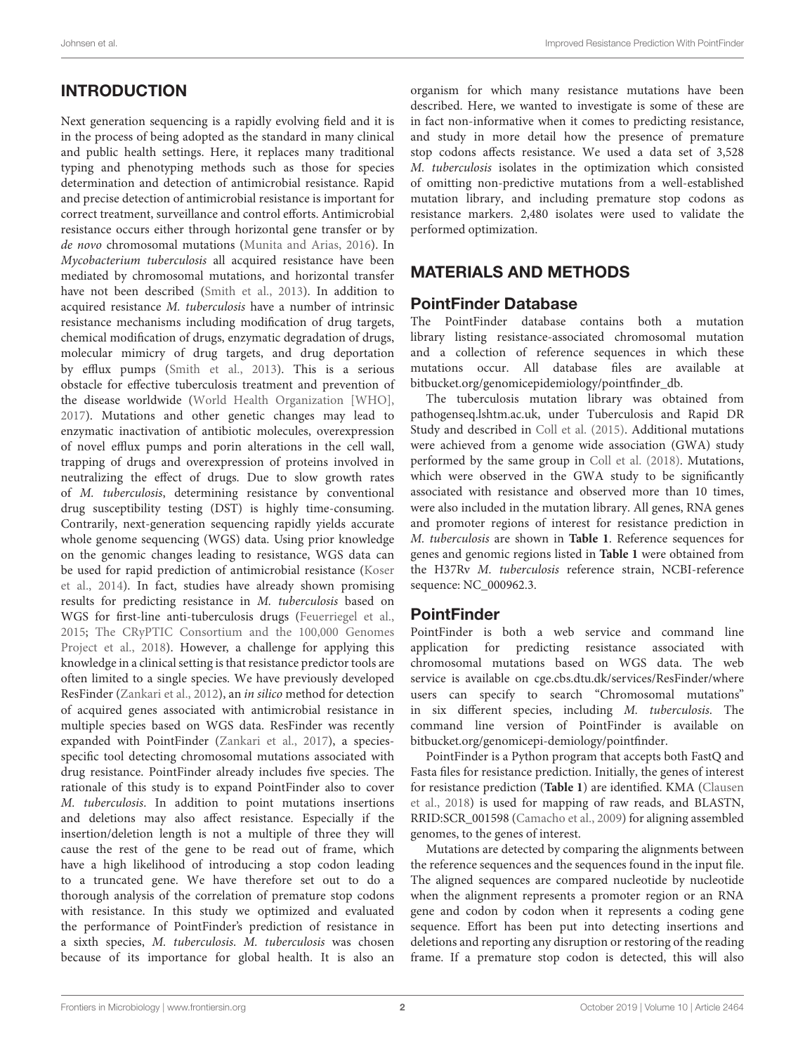## INTRODUCTION

Next generation sequencing is a rapidly evolving field and it is in the process of being adopted as the standard in many clinical and public health settings. Here, it replaces many traditional typing and phenotyping methods such as those for species determination and detection of antimicrobial resistance. Rapid and precise detection of antimicrobial resistance is important for correct treatment, surveillance and control efforts. Antimicrobial resistance occurs either through horizontal gene transfer or by *de novo* chromosomal mutations (Munita and Arias, 2016). In *Mycobacterium tuberculosis* all acquired resistance have been mediated by chromosomal mutations, and horizontal transfer have not been described (Smith et al., 2013). In addition to acquired resistance *M. tuberculosis* have a number of intrinsic resistance mechanisms including modification of drug targets, chemical modification of drugs, enzymatic degradation of drugs, molecular mimicry of drug targets, and drug deportation by efflux pumps (Smith et al., 2013). This is a serious obstacle for effective tuberculosis treatment and prevention of the disease worldwide (World Health Organization [WHO], 2017). Mutations and other genetic changes may lead to enzymatic inactivation of antibiotic molecules, overexpression of novel efflux pumps and porin alterations in the cell wall, trapping of drugs and overexpression of proteins involved in neutralizing the effect of drugs. Due to slow growth rates of *M. tuberculosis*, determining resistance by conventional drug susceptibility testing (DST) is highly time-consuming. Contrarily, next-generation sequencing rapidly yields accurate whole genome sequencing (WGS) data. Using prior knowledge on the genomic changes leading to resistance, WGS data can be used for rapid prediction of antimicrobial resistance (Koser et al., 2014). In fact, studies have already shown promising results for predicting resistance in *M. tuberculosis* based on WGS for first-line anti-tuberculosis drugs (Feuerriegel et al., 2015; The CRyPTIC Consortium and the 100,000 Genomes Project et al., 2018). However, a challenge for applying this knowledge in a clinical setting is that resistance predictor tools are often limited to a single species. We have previously developed ResFinder (Zankari et al., 2012), an *in silico* method for detection of acquired genes associated with antimicrobial resistance in multiple species based on WGS data. ResFinder was recently expanded with PointFinder (Zankari et al., 2017), a species-specific tool detecting chromosomal mutations associated with drug resistance. PointFinder already includes five species. The rationale of this study is to expand PointFinder also to cover *M. tuberculosis*. In addition to point mutations insertions and deletions may also affect resistance. Especially if the insertion/deletion length is not a multiple of three they will cause the rest of the gene to be read out of frame, which have a high likelihood of introducing a stop codon leading to a truncated gene. We have therefore set out to do a thorough analysis of the correlation of premature stop codons with resistance. In this study we optimized and evaluated the performance of PointFinder's prediction of resistance in a sixth species, *M. tuberculosis*. *M. tuberculosis* was chosen because of its importance for global health. It is also an organism for which many resistance mutations have been described. Here, we wanted to investigate is some of these are in fact non-informative when it comes to predicting resistance, and study in more detail how the presence of premature stop codons affects resistance. We used a data set of 3,528 *M. tuberculosis* isolates in the optimization which consisted of omitting non-predictive mutations from a well-established mutation library, and including premature stop codons as resistance markers. 2,480 isolates were used to validate the performed optimization.

## MATERIALS AND METHODS

### PointFinder Database

The PointFinder database contains both a mutation library listing resistance-associated chromosomal mutation and a collection of reference sequences in which these mutations occur. All database files are available at bitbucket.org/genomicepidemiology/pointfinder_db.

The tuberculosis mutation library was obtained from pathogenseq.lshtm.ac.uk, under Tuberculosis and Rapid DR Study and described in Coll et al. (2015). Additional mutations were achieved from a genome wide association (GWA) study performed by the same group in Coll et al. (2018). Mutations, which were observed in the GWA study to be significantly associated with resistance and observed more than 10 times, were also included in the mutation library. All genes, RNA genes and promoter regions of interest for resistance prediction in *M. tuberculosis* are shown in **Table 1**. Reference sequences for genes and genomic regions listed in **Table 1** were obtained from the H37Rv *M. tuberculosis* reference strain, NCBI-reference sequence: NC_000962.3.

### PointFinder

PointFinder is both a web service and command line application for predicting resistance associated with chromosomal mutations based on WGS data. The web service is available on cge.cbs.dtu.dk/services/ResFinder/where users can specify to search "Chromosomal mutations" in six different species, including *M. tuberculosis*. The command line version of PointFinder is available on bitbucket.org/genomicepi-demiology/pointfinder.

PointFinder is a Python program that accepts both FastQ and Fasta files for resistance prediction. Initially, the genes of interest for resistance prediction (**Table 1**) are identified. KMA (Clausen et al., 2018) is used for mapping of raw reads, and BLASTN, RRID:SCR_001598 (Camacho et al., 2009) for aligning assembled genomes, to the genes of interest.

Mutations are detected by comparing the alignments between the reference sequences and the sequences found in the input file. The aligned sequences are compared nucleotide by nucleotide when the alignment represents a promoter region or an RNA gene and codon by codon when it represents a coding gene sequence. Effort has been put into detecting insertions and deletions and reporting any disruption or restoring of the reading frame. If a premature stop codon is detected, this will also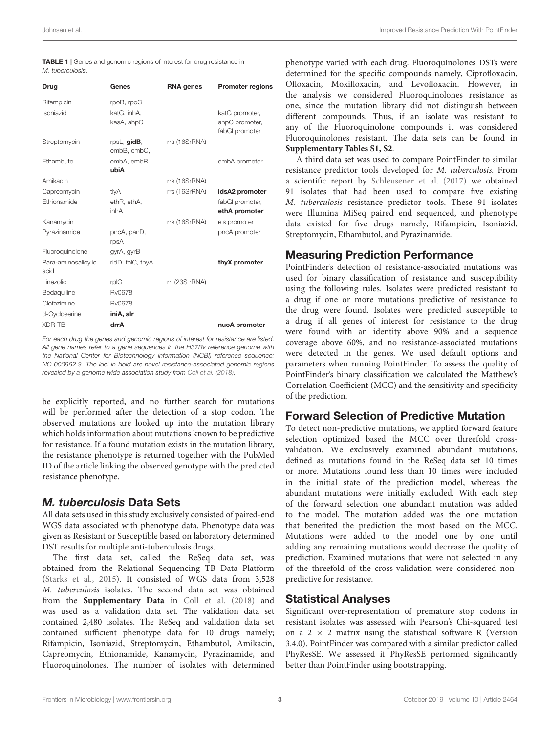**TABLE 1 |** Genes and genomic regions of interest for drug resistance in *M. tuberculosis*.

| Drug | Genes | RNA genes | Promoter regions |
|---|---|---|---|
| Rifampicin | rpoB, rpoC | | |
| Isoniazid | katG, inhA, kasA, ahpC | | katG promoter, ahpC promoter, fabGl promoter |
| Streptomycin | rpsL, **gidB**, embB, embC, | rrs (16SrRNA) | |
| Ethambutol | embA, embR, **ubiA** | | embA promoter |
| Amikacin | | rrs (16SrRNA) | |
| Capreomycin | tlyA | rrs (16SrRNA) | **idsA2 promoter** |
| Ethionamide | ethR, ethA, inhA | | fabGl promoter, **ethA promoter** |
| Kanamycin | | rrs (16SrRNA) | eis promoter |
| Pyrazinamide | pncA, panD, rpsA | | pncA promoter |
| Fluoroquinolone | gyrA, gyrB | | |
| Para-aminosalicylic acid | ridD, folC, thyA | | **thyX promoter** |
| Linezolid | rplC | rrl (23S rRNA) | |
| Bedaquiline | Rv0678 | | |
| Clofazimine | Rv0678 | | |
| d-Cycloserine | **iniA, alr** | | |
| XDR-TB | **drrA** | | **nuoA promoter** |

*For each drug the genes and genomic regions of interest for resistance are listed. All gene names refer to a gene sequences in the H37Rv reference genome with the National Center for Biotechnology Information (NCBI) reference sequence: NC 000962.3. The loci in bold are novel resistance-associated genomic regions revealed by a genome wide association study from Coll et al. (2018).*

be explicitly reported, and no further search for mutations will be performed after the detection of a stop codon. The observed mutations are looked up into the mutation library which holds information about mutations known to be predictive for resistance. If a found mutation exists in the mutation library, the resistance phenotype is returned together with the PubMed ID of the article linking the observed genotype with the predicted resistance phenotype.

## *M. tuberculosis* Data Sets

All data sets used in this study exclusively consisted of paired-end WGS data associated with phenotype data. Phenotype data was given as Resistant or Susceptible based on laboratory determined DST results for multiple anti-tuberculosis drugs.

The first data set, called the ReSeq data set, was obtained from the Relational Sequencing TB Data Platform (Starks et al., 2015). It consisted of WGS data from 3,528 *M. tuberculosis* isolates. The second data set was obtained from the **Supplementary Data** in Coll et al. (2018) and was used as a validation data set. The validation data set contained 2,480 isolates. The ReSeq and validation data set contained sufficient phenotype data for 10 drugs namely; Rifampicin, Isoniazid, Streptomycin, Ethambutol, Amikacin, Capreomycin, Ethionamide, Kanamycin, Pyrazinamide, and Fluoroquinolones. The number of isolates with determined phenotype varied with each drug. Fluoroquinolones DSTs were determined for the specific compounds namely, Ciprofloxacin, Ofloxacin, Moxifloxacin, and Levofloxacin. However, in the analysis we considered Fluoroquinolones resistance as one, since the mutation library did not distinguish between different compounds. Thus, if an isolate was resistant to any of the Fluoroquinolone compounds it was considered Fluoroquinolones resistant. The data sets can be found in **Supplementary Tables S1, S2**.

A third data set was used to compare PointFinder to similar resistance predictor tools developed for *M. tuberculosis*. From a scientific report by Schleusener et al. (2017) we obtained 91 isolates that had been used to compare five existing *M. tuberculosis* resistance predictor tools. These 91 isolates were Illumina MiSeq paired end sequenced, and phenotype data existed for five drugs namely, Rifampicin, Isoniazid, Streptomycin, Ethambutol, and Pyrazinamide.

## Measuring Prediction Performance

PointFinder's detection of resistance-associated mutations was used for binary classification of resistance and susceptibility using the following rules. Isolates were predicted resistant to a drug if one or more mutations predictive of resistance to the drug were found. Isolates were predicted susceptible to a drug if all genes of interest for resistance to the drug were found with an identity above 90% and a sequence coverage above 60%, and no resistance-associated mutations were detected in the genes. We used default options and parameters when running PointFinder. To assess the quality of PointFinder's binary classification we calculated the Matthew's Correlation Coefficient (MCC) and the sensitivity and specificity of the prediction.

## Forward Selection of Predictive Mutation

To detect non-predictive mutations, we applied forward feature selection optimized based the MCC over threefold cross-validation. We exclusively examined abundant mutations, defined as mutations found in the ReSeq data set 10 times or more. Mutations found less than 10 times were included in the initial state of the prediction model, whereas the abundant mutations were initially excluded. With each step of the forward selection one abundant mutation was added to the model. The mutation added was the one mutation that benefited the prediction the most based on the MCC. Mutations were added to the model one by one until adding any remaining mutations would decrease the quality of prediction. Examined mutations that were not selected in any of the threefold of the cross-validation were considered non-predictive for resistance.

## Statistical Analyses

Significant over-representation of premature stop codons in resistant isolates was assessed with Pearson's Chi-squared test on a $2 \times 2$ matrix using the statistical software R (Version 3.4.0). PointFinder was compared with a similar predictor called PhyResSE. We assessed if PhyResSE performed significantly better than PointFinder using bootstrapping.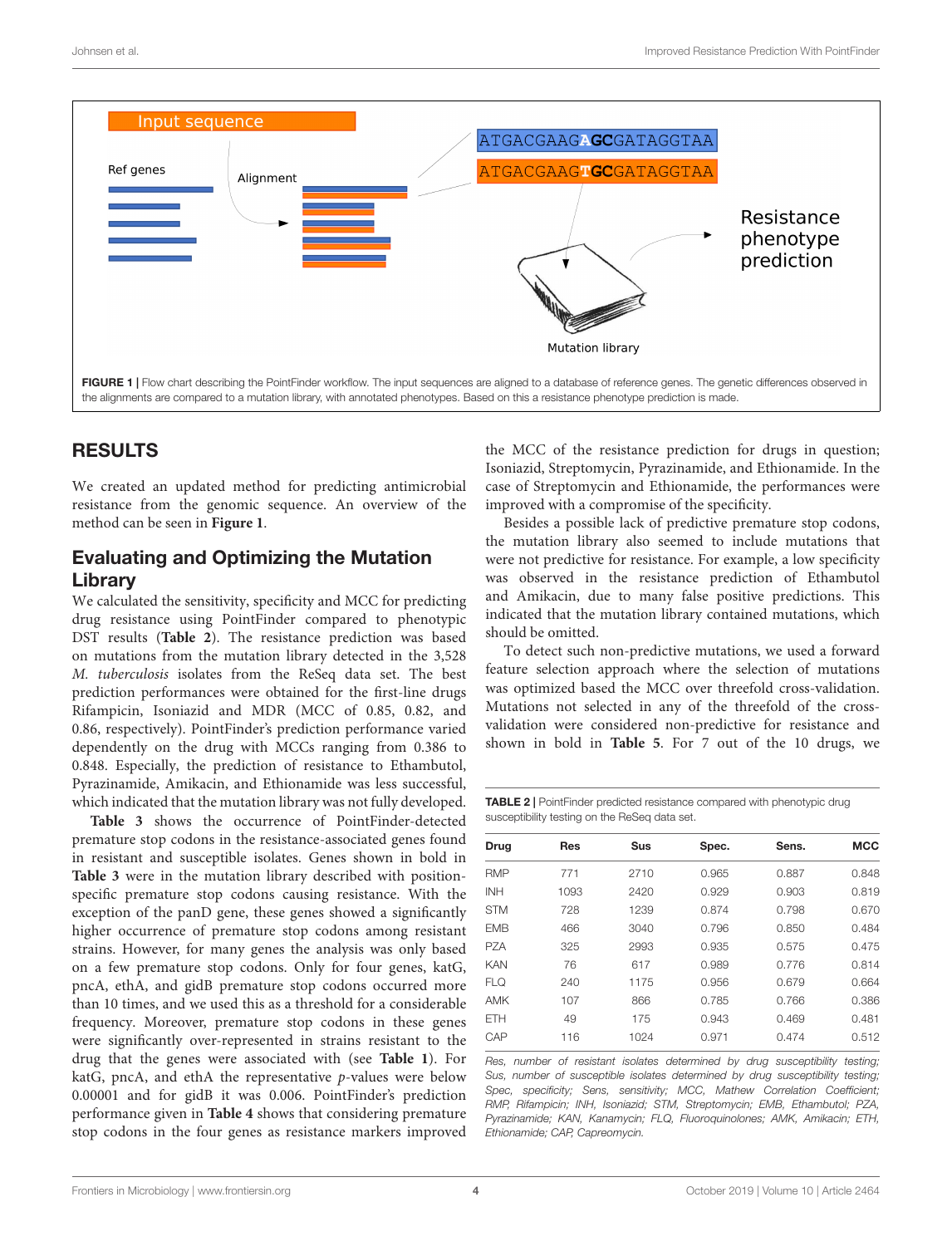FIGURE 1 | Flow chart describing the PointFinder workflow. The input sequences are aligned to a database of reference genes. The genetic differences observed in the alignments are compared to a mutation library, with annotated phenotypes. Based on this a resistance phenotype prediction is made.

## RESULTS

We created an updated method for predicting antimicrobial resistance from the genomic sequence. An overview of the method can be seen in **Figure 1**.

### Evaluating and Optimizing the Mutation Library

We calculated the sensitivity, specificity and MCC for predicting drug resistance using PointFinder compared to phenotypic DST results (**Table 2**). The resistance prediction was based on mutations from the mutation library detected in the 3,528 *M. tuberculosis* isolates from the ReSeq data set. The best prediction performances were obtained for the first-line drugs Rifampicin, Isoniazid and MDR (MCC of 0.85, 0.82, and 0.86, respectively). PointFinder's prediction performance varied dependently on the drug with MCCs ranging from 0.386 to 0.848. Especially, the prediction of resistance to Ethambutol, Pyrazinamide, Amikacin, and Ethionamide was less successful, which indicated that the mutation library was not fully developed.

**Table 3** shows the occurrence of PointFinder-detected premature stop codons in the resistance-associated genes found in resistant and susceptible isolates. Genes shown in bold in **Table 3** were in the mutation library described with position-specific premature stop codons causing resistance. With the exception of the panD gene, these genes showed a significantly higher occurrence of premature stop codons among resistant strains. However, for many genes the analysis was only based on a few premature stop codons. Only for four genes, katG, pncA, ethA, and gidB premature stop codons occurred more than 10 times, and we used this as a threshold for a considerable frequency. Moreover, premature stop codons in these genes were significantly over-represented in strains resistant to the drug that the genes were associated with (see **Table 1**). For katG, pncA, and ethA the representative $p$-values were below 0.00001 and for gidB it was 0.006. PointFinder's prediction performance given in **Table 4** shows that considering premature stop codons in the four genes as resistance markers improved the MCC of the resistance prediction for drugs in question; Isoniazid, Streptomycin, Pyrazinamide, and Ethionamide. In the case of Streptomycin and Ethionamide, the performances were improved with a compromise of the specificity.

Besides a possible lack of predictive premature stop codons, the mutation library also seemed to include mutations that were not predictive for resistance. For example, a low specificity was observed in the resistance prediction of Ethambutol and Amikacin, due to many false positive predictions. This indicated that the mutation library contained mutations, which should be omitted.

To detect such non-predictive mutations, we used a forward feature selection approach where the selection of mutations was optimized based the MCC over threefold cross-validation. Mutations not selected in any of the threefold of the cross-validation were considered non-predictive for resistance and shown in bold in **Table 5**. For 7 out of the 10 drugs, we

**TABLE 2** | PointFinder predicted resistance compared with phenotypic drug susceptibility testing on the ReSeq data set.

| Drug | Res | Sus | Spec. | Sens. | MCC |
|---|---|---|---|---|---|
| RMP | 771 | 2710 | 0.965 | 0.887 | 0.848 |
| INH | 1093 | 2420 | 0.929 | 0.903 | 0.819 |
| STM | 728 | 1239 | 0.874 | 0.798 | 0.670 |
| EMB | 466 | 3040 | 0.796 | 0.850 | 0.484 |
| PZA | 325 | 2993 | 0.935 | 0.575 | 0.475 |
| KAN | 76 | 617 | 0.989 | 0.776 | 0.814 |
| FLQ | 240 | 1175 | 0.956 | 0.679 | 0.664 |
| AMK | 107 | 866 | 0.785 | 0.766 | 0.386 |
| ETH | 49 | 175 | 0.943 | 0.469 | 0.481 |
| CAP | 116 | 1024 | 0.971 | 0.474 | 0.512 |

*Res, number of resistant isolates determined by drug susceptibility testing; Sus, number of susceptible isolates determined by drug susceptibility testing; Spec, specificity; Sens, sensitivity; MCC, Mathew Correlation Coefficient; RMP, Rifampicin; INH, Isoniazid; STM, Streptomycin; EMB, Ethambutol; PZA, Pyrazinamide; KAN, Kanamycin; FLQ, Fluoroquinolones; AMK, Amikacin; ETH, Ethionamide; CAP, Capreomycin.*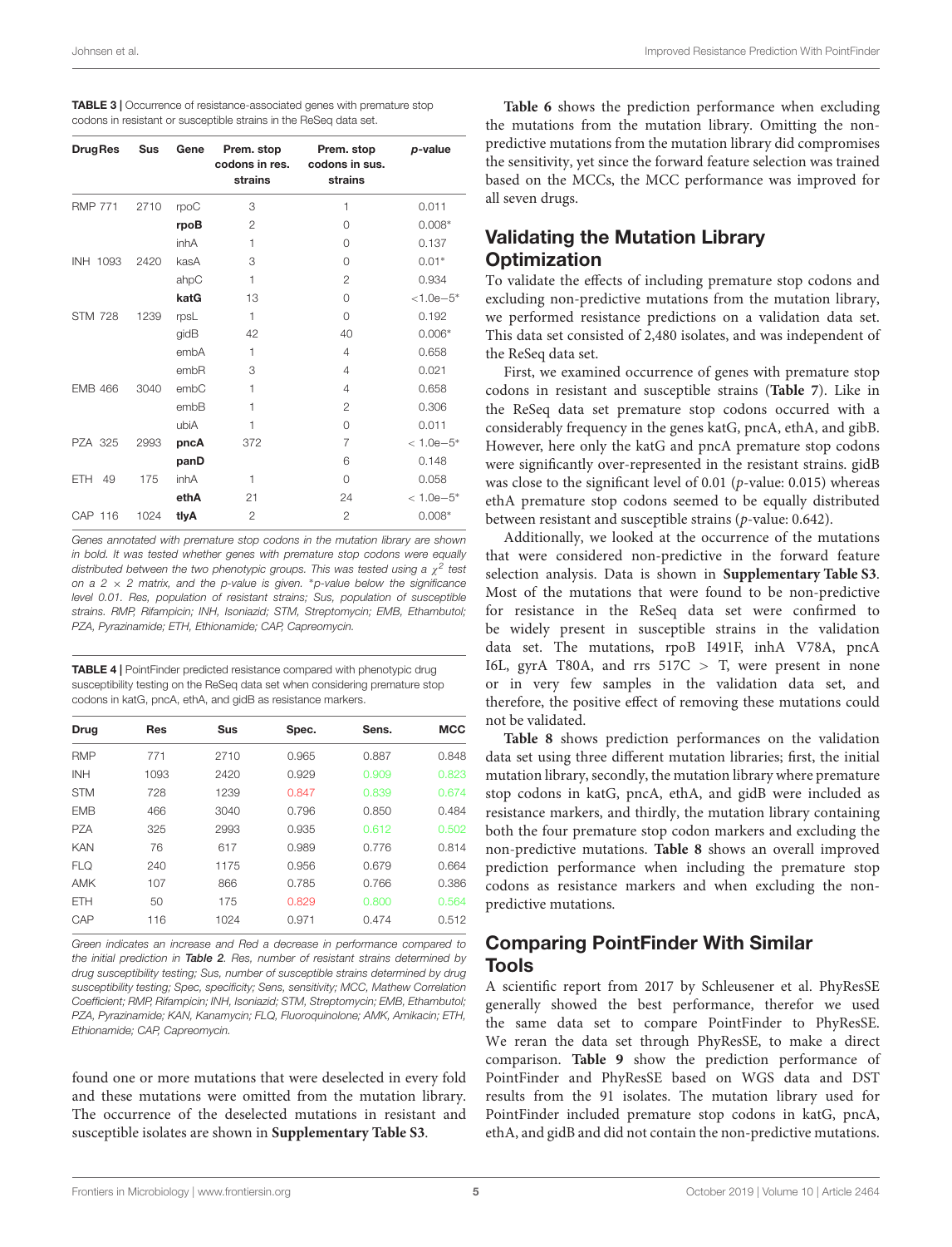**TABLE 3 |** Occurrence of resistance-associated genes with premature stop codons in resistant or susceptible strains in the ReSeq data set.

| Drug | Res | Sus | Gene | Prem. stop codons in res. strains | Prem. stop codons in sus. strains | *p*-value |
|---|---|---|---|---|---|---|
| RMP | 771 | 2710 | rpoC | 3 | 1 | 0.011 |
| | | | **rpoB** | 2 | 0 | 0.008* |
| | | | inhA | 1 | 0 | 0.137 |
| INH | 1093 | 2420 | kasA | 3 | 0 | 0.01* |
| | | | ahpC | 1 | 2 | 0.934 |
| | | | **katG** | 13 | 0 | <1.0e−5* |
| STM | 728 | 1239 | rpsL | 1 | 0 | 0.192 |
| | | | gidB | 42 | 40 | 0.006* |
| | | | embA | 1 | 4 | 0.658 |
| | | | embR | 3 | 4 | 0.021 |
| EMB | 466 | 3040 | embC | 1 | 4 | 0.658 |
| | | | embB | 1 | 2 | 0.306 |
| | | | ubiA | 1 | 0 | 0.011 |
| PZA | 325 | 2993 | **pncA** | 372 | 7 | < 1.0e−5* |
| | | | **panD** | | 6 | 0.148 |
| ETH | 49 | 175 | inhA | 1 | 0 | 0.058 |
| | | | **ethA** | 21 | 24 | < 1.0e−5* |
| CAP | 116 | 1024 | **tlyA** | 2 | 2 | 0.008* |

*Genes annotated with premature stop codons in the mutation library are shown in bold. It was tested whether genes with premature stop codons were equally distributed between the two phenotypic groups. This was tested using a $\chi^2$ test on a 2 × 2 matrix, and the p-value is given. *p-value below the significance level 0.01. Res, population of resistant strains; Sus, population of susceptible strains. RMP, Rifampicin; INH, Isoniazid; STM, Streptomycin; EMB, Ethambutol; PZA, Pyrazinamide; ETH, Ethionamide; CAP, Capreomycin.*

**TABLE 4 |** PointFinder predicted resistance compared with phenotypic drug susceptibility testing on the ReSeq data set when considering premature stop codons in katG, pncA, ethA, and gidB as resistance markers.

| Drug | Res | Sus | Spec. | Sens. | MCC |
|---|---|---|---|---|---|
| RMP | 771 | 2710 | 0.965 | 0.887 | 0.848 |
| INH | 1093 | 2420 | 0.929 | 0.909 | 0.823 |
| STM | 728 | 1239 | 0.847 | 0.839 | 0.674 |
| EMB | 466 | 3040 | 0.796 | 0.850 | 0.484 |
| PZA | 325 | 2993 | 0.935 | 0.612 | 0.502 |
| KAN | 76 | 617 | 0.989 | 0.776 | 0.814 |
| FLQ | 240 | 1175 | 0.956 | 0.679 | 0.664 |
| AMK | 107 | 866 | 0.785 | 0.766 | 0.386 |
| ETH | 50 | 175 | 0.829 | 0.800 | 0.564 |
| CAP | 116 | 1024 | 0.971 | 0.474 | 0.512 |

*Green indicates an increase and Red a decrease in performance compared to the initial prediction in **Table 2**. Res, number of resistant strains determined by drug susceptibility testing; Sus, number of susceptible strains determined by drug susceptibility testing; Spec, specificity; Sens, sensitivity; MCC, Mathew Correlation Coefficient; RMP, Rifampicin; INH, Isoniazid; STM, Streptomycin; EMB, Ethambutol; PZA, Pyrazinamide; KAN, Kanamycin; FLQ, Fluoroquinolone; AMK, Amikacin; ETH, Ethionamide; CAP, Capreomycin.*

found one or more mutations that were deselected in every fold and these mutations were omitted from the mutation library. The occurrence of the deselected mutations in resistant and susceptible isolates are shown in **Supplementary Table S3**.

**Table 6** shows the prediction performance when excluding the mutations from the mutation library. Omitting the non-predictive mutations from the mutation library did compromises the sensitivity, yet since the forward feature selection was trained based on the MCCs, the MCC performance was improved for all seven drugs.

## Validating the Mutation Library Optimization

To validate the effects of including premature stop codons and excluding non-predictive mutations from the mutation library, we performed resistance predictions on a validation data set. This data set consisted of 2,480 isolates, and was independent of the ReSeq data set.

First, we examined occurrence of genes with premature stop codons in resistant and susceptible strains (**Table 7**). Like in the ReSeq data set premature stop codons occurred with a considerably frequency in the genes katG, pncA, ethA, and gibB. However, here only the katG and pncA premature stop codons were significantly over-represented in the resistant strains. gidB was close to the significant level of 0.01 (*p*-value: 0.015) whereas ethA premature stop codons seemed to be equally distributed between resistant and susceptible strains (*p*-value: 0.642).

Additionally, we looked at the occurrence of the mutations that were considered non-predictive in the forward feature selection analysis. Data is shown in **Supplementary Table S3**. Most of the mutations that were found to be non-predictive for resistance in the ReSeq data set were confirmed to be widely present in susceptible strains in the validation data set. The mutations, rpoB I491F, inhA V78A, pncA I6L, gyrA T80A, and rrs 517C > T, were present in none or in very few samples in the validation data set, and therefore, the positive effect of removing these mutations could not be validated.

**Table 8** shows prediction performances on the validation data set using three different mutation libraries; first, the initial mutation library, secondly, the mutation library where premature stop codons in katG, pncA, ethA, and gidB were included as resistance markers, and thirdly, the mutation library containing both the four premature stop codon markers and excluding the non-predictive mutations. **Table 8** shows an overall improved prediction performance when including the premature stop codons as resistance markers and when excluding the non-predictive mutations.

## Comparing PointFinder With Similar Tools

A scientific report from 2017 by Schleusener et al. PhyResSE generally showed the best performance, therefor we used the same data set to compare PointFinder to PhyResSE. We reran the data set through PhyResSE, to make a direct comparison. **Table 9** show the prediction performance of PointFinder and PhyResSE based on WGS data and DST results from the 91 isolates. The mutation library used for PointFinder included premature stop codons in katG, pncA, ethA, and gidB and did not contain the non-predictive mutations.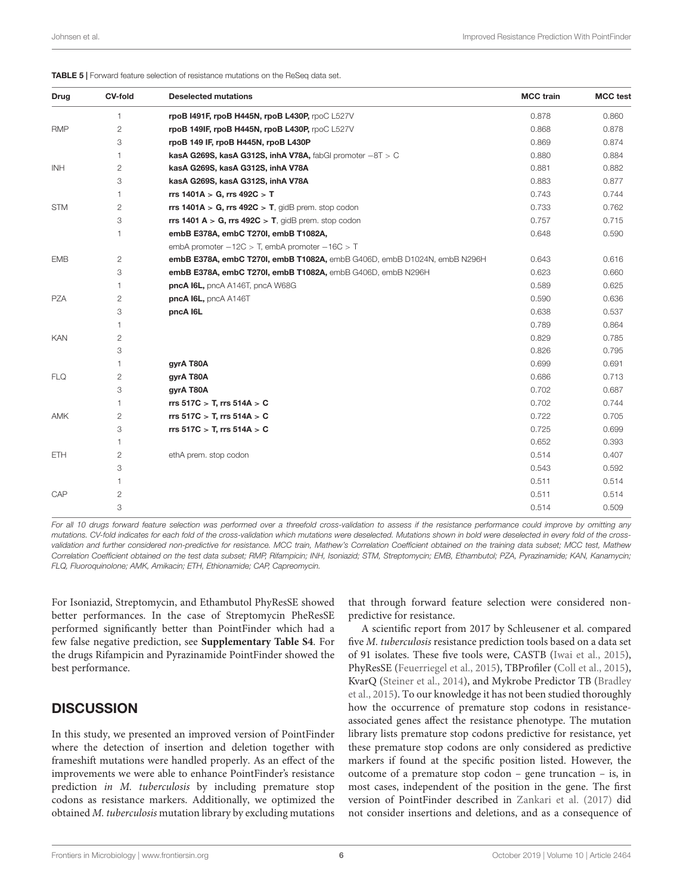**TABLE 5 |** Forward feature selection of resistance mutations on the ReSeq data set.

| Drug | CV-fold | Deselected mutations | MCC train | MCC test |
|---|---|---|---|---|
| | 1 | **rpoB I491F, rpoB H445N, rpoB L430P,** rpoC L527V | 0.878 | 0.860 |
| RMP | 2 | **rpoB 149IF, rpoB H445N, rpoB L430P,** rpoC L527V | 0.868 | 0.878 |
| | 3 | **rpoB 149 IF, rpoB H445N, rpoB L430P** | 0.869 | 0.874 |
| | 1 | **kasA G269S, kasA G312S, inhA V78A,** fabGI promoter −8T > C | 0.880 | 0.884 |
| INH | 2 | **kasA G269S, kasA G312S, inhA V78A** | 0.881 | 0.882 |
| | 3 | **kasA G269S, kasA G312S, inhA V78A** | 0.883 | 0.877 |
| | 1 | **rrs 1401A > G, rrs 492C > T** | 0.743 | 0.744 |
| STM | 2 | **rrs 1401A > G, rrs 492C > T**, gidB prem. stop codon | 0.733 | 0.762 |
| | 3 | **rrs 1401 A > G, rrs 492C > T**, gidB prem. stop codon | 0.757 | 0.715 |
| | 1 | **embB E378A, embC T270I, embB T1082A,** embA promoter −12C > T, embA promoter −16C > T | 0.648 | 0.590 |
| EMB | 2 | **embB E378A, embC T270I, embB T1082A,** embB G406D, embB D1024N, embB N296H | 0.643 | 0.616 |
| | 3 | **embB E378A, embC T270I, embB T1082A,** embB G406D, embB N296H | 0.623 | 0.660 |
| | 1 | **pncA I6L,** pncA A146T, pncA W68G | 0.589 | 0.625 |
| PZA | 2 | **pncA I6L,** pncA A146T | 0.590 | 0.636 |
| | 3 | **pncA I6L** | 0.638 | 0.537 |
| | 1 | | 0.789 | 0.864 |
| KAN | 2 | | 0.829 | 0.785 |
| | 3 | | 0.826 | 0.795 |
| | 1 | **gyrA T80A** | 0.699 | 0.691 |
| FLQ | 2 | **gyrA T80A** | 0.686 | 0.713 |
| | 3 | **gyrA T80A** | 0.702 | 0.687 |
| | 1 | **rrs 517C > T, rrs 514A > C** | 0.702 | 0.744 |
| AMK | 2 | **rrs 517C > T, rrs 514A > C** | 0.722 | 0.705 |
| | 3 | **rrs 517C > T, rrs 514A > C** | 0.725 | 0.699 |
| | 1 | | 0.652 | 0.393 |
| ETH | 2 | ethA prem. stop codon | 0.514 | 0.407 |
| | 3 | | 0.543 | 0.592 |
| | 1 | | 0.511 | 0.514 |
| CAP | 2 | | 0.511 | 0.514 |
| | 3 | | 0.514 | 0.509 |

*For all 10 drugs forward feature selection was performed over a threefold cross-validation to assess if the resistance performance could improve by omitting any mutations. CV-fold indicates for each fold of the cross-validation which mutations were deselected. Mutations shown in bold were deselected in every fold of the cross-validation and further considered non-predictive for resistance. MCC train, Mathew's Correlation Coefficient obtained on the training data subset; MCC test, Mathew Correlation Coefficient obtained on the test data subset; RMP, Rifampicin; INH, Isoniazid; STM, Streptomycin; EMB, Ethambutol; PZA, Pyrazinamide; KAN, Kanamycin; FLQ, Fluoroquinolone; AMK, Amikacin; ETH, Ethionamide; CAP, Capreomycin.*

For Isoniazid, Streptomycin, and Ethambutol PhyResSE showed better performances. In the case of Streptomycin PheResSE performed significantly better than PointFinder which had a few false negative prediction, see **Supplementary Table S4**. For the drugs Rifampicin and Pyrazinamide PointFinder showed the best performance.

## DISCUSSION

In this study, we presented an improved version of PointFinder where the detection of insertion and deletion together with frameshift mutations were handled properly. As an effect of the improvements we were able to enhance PointFinder's resistance prediction *in M. tuberculosis* by including premature stop codons as resistance markers. Additionally, we optimized the obtained *M. tuberculosis* mutation library by excluding mutations that through forward feature selection were considered non-predictive for resistance.

A scientific report from 2017 by Schleusener et al. compared five *M. tuberculosis* resistance prediction tools based on a data set of 91 isolates. These five tools were, CASTB (Iwai et al., 2015), PhyResSE (Feuerriegel et al., 2015), TBProfiler (Coll et al., 2015), KvarQ (Steiner et al., 2014), and Mykrobe Predictor TB (Bradley et al., 2015). To our knowledge it has not been studied thoroughly how the occurrence of premature stop codons in resistance-associated genes affect the resistance phenotype. The mutation library lists premature stop codons predictive for resistance, yet these premature stop codons are only considered as predictive markers if found at the specific position listed. However, the outcome of a premature stop codon – gene truncation – is, in most cases, independent of the position in the gene. The first version of PointFinder described in Zankari et al. (2017) did not consider insertions and deletions, and as a consequence of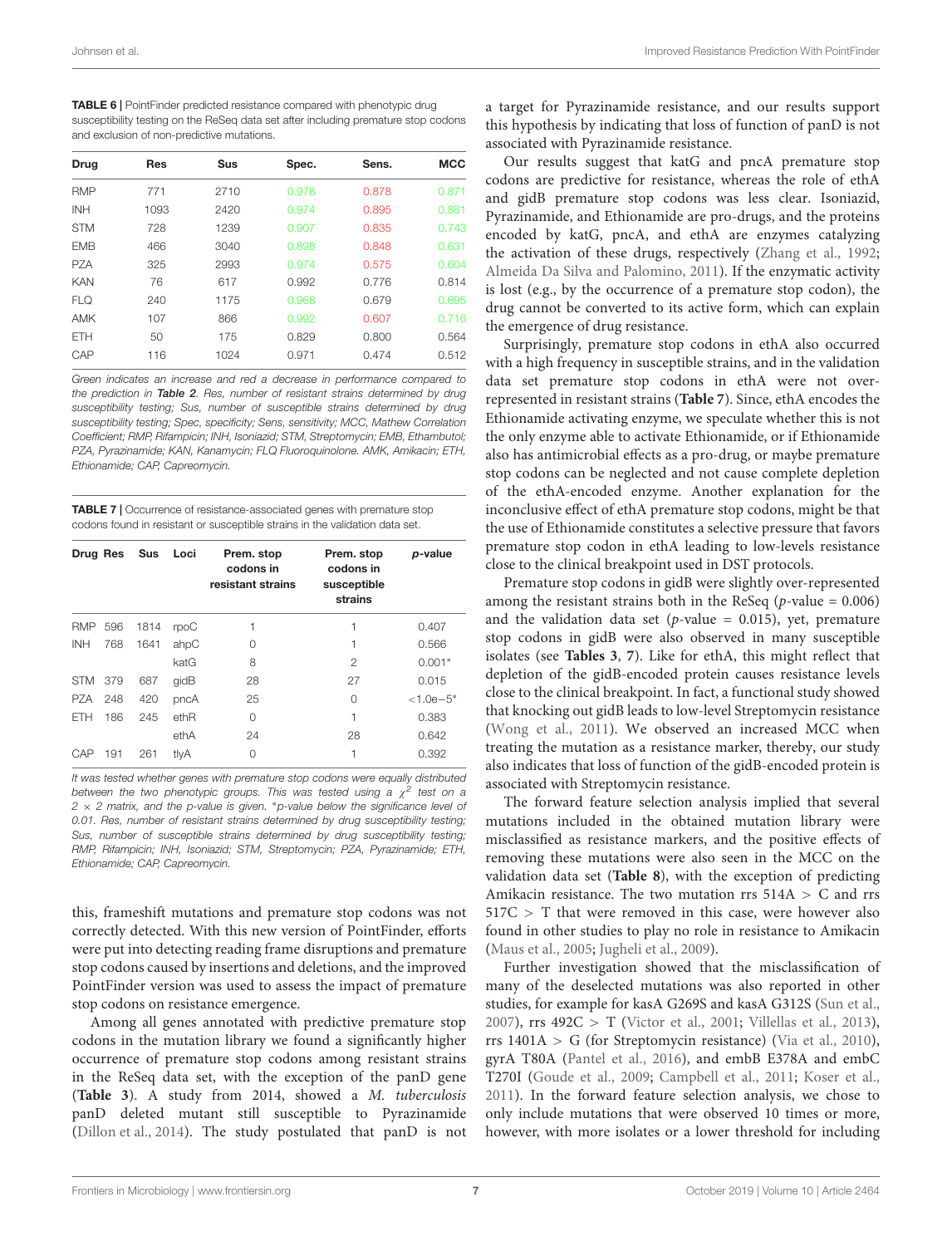**TABLE 6 |** PointFinder predicted resistance compared with phenotypic drug susceptibility testing on the ReSeq data set after including premature stop codons and exclusion of non-predictive mutations.

| Drug | Res | Sus | Spec. | Sens. | MCC |
|---|---|---|---|---|---|
| RMP | 771 | 2710 | 0.978 | 0.878 | 0.871 |
| INH | 1093 | 2420 | 0.974 | 0.895 | 0.881 |
| STM | 728 | 1239 | 0.907 | 0.835 | 0.743 |
| EMB | 466 | 3040 | 0.898 | 0.848 | 0.631 |
| PZA | 325 | 2993 | 0.974 | 0.575 | 0.604 |
| KAN | 76 | 617 | 0.992 | 0.776 | 0.814 |
| FLQ | 240 | 1175 | 0.968 | 0.679 | 0.695 |
| AMK | 107 | 866 | 0.992 | 0.607 | 0.716 |
| ETH | 50 | 175 | 0.829 | 0.800 | 0.564 |
| CAP | 116 | 1024 | 0.971 | 0.474 | 0.512 |

*Green indicates an increase and red a decrease in performance compared to the prediction in **Table 2**. Res, number of resistant strains determined by drug susceptibility testing; Sus, number of susceptible strains determined by drug susceptibility testing; Spec, specificity; Sens, sensitivity; MCC, Mathew Correlation Coefficient; RMP, Rifampicin; INH, Isoniazid; STM, Streptomycin; EMB, Ethambutol; PZA, Pyrazinamide; KAN, Kanamycin; FLQ Fluoroquinolone. AMK, Amikacin; ETH, Ethionamide; CAP, Capreomycin.*

**TABLE 7 |** Occurrence of resistance-associated genes with premature stop codons found in resistant or susceptible strains in the validation data set.

| Drug | Res | Sus | Loci | Prem. stop codons in resistant strains | Prem. stop codons in susceptible strains | *p*-value |
|---|---|---|---|---|---|---|
| RMP | 596 | 1814 | rpoC | 1 | 1 | 0.407 |
| INH | 768 | 1641 | ahpC | 0 | 1 | 0.566 |
| | | | katG | 8 | 2 | 0.001* |
| STM | 379 | 687 | gidB | 28 | 27 | 0.015 |
| PZA | 248 | 420 | pncA | 25 | 0 | <1.0e−5* |
| ETH | 186 | 245 | ethR | 0 | 1 | 0.383 |
| | | | ethA | 24 | 28 | 0.642 |
| CAP | 191 | 261 | tlyA | 0 | 1 | 0.392 |

*It was tested whether genes with premature stop codons were equally distributed between the two phenotypic groups. This was tested using a $\chi^2$ test on a $2 \times 2$ matrix, and the p-value is given. *p-value below the significance level of 0.01. Res, number of resistant strains determined by drug susceptibility testing; Sus, number of susceptible strains determined by drug susceptibility testing; RMP, Rifampicin; INH, Isoniazid; STM, Streptomycin; PZA, Pyrazinamide; ETH, Ethionamide; CAP, Capreomycin.*

this, frameshift mutations and premature stop codons was not correctly detected. With this new version of PointFinder, efforts were put into detecting reading frame disruptions and premature stop codons caused by insertions and deletions, and the improved PointFinder version was used to assess the impact of premature stop codons on resistance emergence.

Among all genes annotated with predictive premature stop codons in the mutation library we found a significantly higher occurrence of premature stop codons among resistant strains in the ReSeq data set, with the exception of the panD gene (**Table 3**). A study from 2014, showed a *M. tuberculosis* panD deleted mutant still susceptible to Pyrazinamide (Dillon et al., 2014). The study postulated that panD is not a target for Pyrazinamide resistance, and our results support this hypothesis by indicating that loss of function of panD is not associated with Pyrazinamide resistance.

Our results suggest that katG and pncA premature stop codons are predictive for resistance, whereas the role of ethA and gidB premature stop codons was less clear. Isoniazid, Pyrazinamide, and Ethionamide are pro-drugs, and the proteins encoded by katG, pncA, and ethA are enzymes catalyzing the activation of these drugs, respectively (Zhang et al., 1992; Almeida Da Silva and Palomino, 2011). If the enzymatic activity is lost (e.g., by the occurrence of a premature stop codon), the drug cannot be converted to its active form, which can explain the emergence of drug resistance.

Surprisingly, premature stop codons in ethA also occurred with a high frequency in susceptible strains, and in the validation data set premature stop codons in ethA were not over-represented in resistant strains (**Table 7**). Since, ethA encodes the Ethionamide activating enzyme, we speculate whether this is not the only enzyme able to activate Ethionamide, or if Ethionamide also has antimicrobial effects as a pro-drug, or maybe premature stop codons can be neglected and not cause complete depletion of the ethA-encoded enzyme. Another explanation for the inconclusive effect of ethA premature stop codons, might be that the use of Ethionamide constitutes a selective pressure that favors premature stop codon in ethA leading to low-levels resistance close to the clinical breakpoint used in DST protocols.

Premature stop codons in gidB were slightly over-represented among the resistant strains both in the ReSeq ($p$-value = 0.006) and the validation data set ($p$-value = 0.015), yet, premature stop codons in gidB were also observed in many susceptible isolates (see **Tables 3**, **7**). Like for ethA, this might reflect that depletion of the gidB-encoded protein causes resistance levels close to the clinical breakpoint. In fact, a functional study showed that knocking out gidB leads to low-level Streptomycin resistance (Wong et al., 2011). We observed an increased MCC when treating the mutation as a resistance marker, thereby, our study also indicates that loss of function of the gidB-encoded protein is associated with Streptomycin resistance.

The forward feature selection analysis implied that several mutations included in the obtained mutation library were misclassified as resistance markers, and the positive effects of removing these mutations were also seen in the MCC on the validation data set (**Table 8**), with the exception of predicting Amikacin resistance. The two mutation rrs 514A > C and rrs 517C > T that were removed in this case, were however also found in other studies to play no role in resistance to Amikacin (Maus et al., 2005; Jugheli et al., 2009).

Further investigation showed that the misclassification of many of the deselected mutations was also reported in other studies, for example for kasA G269S and kasA G312S (Sun et al., 2007), rrs 492C > T (Victor et al., 2001; Villellas et al., 2013), rrs 1401A > G (for Streptomycin resistance) (Via et al., 2010), gyrA T80A (Pantel et al., 2016), and embB E378A and embC T270I (Goude et al., 2009; Campbell et al., 2011; Koser et al., 2011). In the forward feature selection analysis, we chose to only include mutations that were observed 10 times or more, however, with more isolates or a lower threshold for including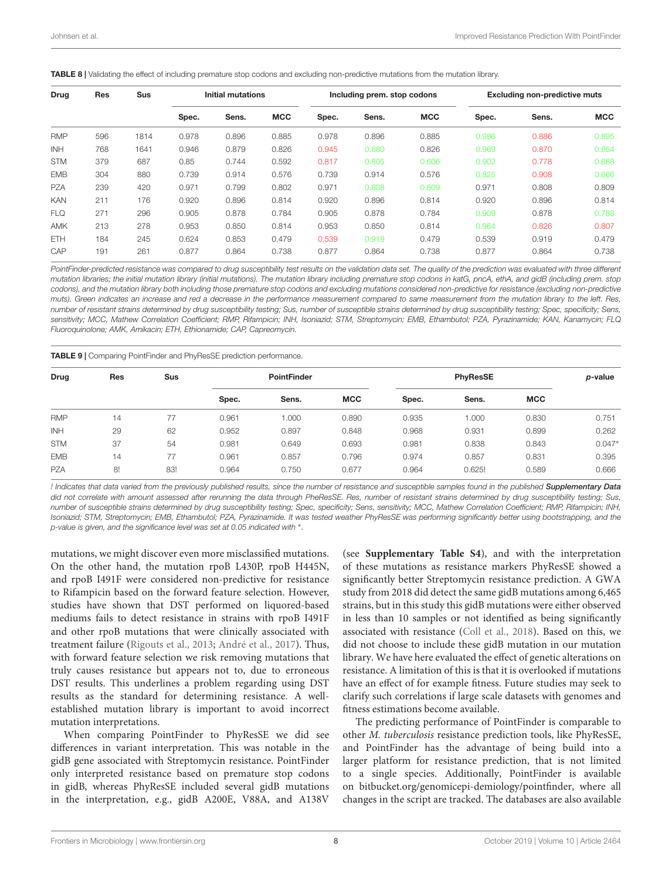**TABLE 8 |** Validating the effect of including premature stop codons and excluding non-predictive mutations from the mutation library.

| Drug | Res | Sus | Initial mutations | | | Including prem. stop codons | | | Excluding non-predictive muts | | |
|---|---|---|---|---|---|---|---|---|---|---|---|
| | | | Spec. | Sens. | MCC | Spec. | Sens. | MCC | Spec. | Sens. | MCC |
| RMP | 596 | 1814 | 0.978 | 0.896 | 0.885 | 0.978 | 0.896 | 0.885 | 0.986 | 0.886 | 0.895 |
| INH | 768 | 1641 | 0.946 | 0.879 | 0.826 | 0.945 | 0.880 | 0.826 | 0.969 | 0.870 | 0.854 |
| STM | 379 | 687 | 0.85 | 0.744 | 0.592 | 0.817 | 0.805 | 0.606 | 0.902 | 0.778 | 0.688 |
| EMB | 304 | 880 | 0.739 | 0.914 | 0.576 | 0.739 | 0.914 | 0.576 | 0.825 | 0.908 | 0.666 |
| PZA | 239 | 420 | 0.971 | 0.799 | 0.802 | 0.971 | 0.808 | 0.809 | 0.971 | 0.808 | 0.809 |
| KAN | 211 | 176 | 0.920 | 0.896 | 0.814 | 0.920 | 0.896 | 0.814 | 0.920 | 0.896 | 0.814 |
| FLQ | 271 | 296 | 0.905 | 0.878 | 0.784 | 0.905 | 0.878 | 0.784 | 0.909 | 0.878 | 0.788 |
| AMK | 213 | 278 | 0.953 | 0.850 | 0.814 | 0.953 | 0.850 | 0.814 | 0.964 | 0.826 | 0.807 |
| ETH | 184 | 245 | 0.624 | 0.853 | 0.479 | 0.539 | 0.919 | 0.479 | 0.539 | 0.919 | 0.479 |
| CAP | 191 | 261 | 0.877 | 0.864 | 0.738 | 0.877 | 0.864 | 0.738 | 0.877 | 0.864 | 0.738 |

*PointFinder-predicted resistance was compared to drug susceptibility test results on the validation data set. The quality of the prediction was evaluated with three different mutation libraries; the initial mutation library (initial mutations). The mutation library including premature stop codons in katG, pncA, ethA, and gidB (including prem. stop codons), and the mutation library both including those premature stop codons and excluding mutations considered non-predictive for resistance (excluding non-predictive muts). Green indicates an increase and red a decrease in the performance measurement compared to same measurement from the mutation library to the left. Res, number of resistant strains determined by drug susceptibility testing; Sus, number of susceptible strains determined by drug susceptibility testing; Spec, specificity; Sens, sensitivity; MCC, Mathew Correlation Coefficient; RMP, Rifampicin; INH, Isoniazid; STM, Streptomycin; EMB, Ethambutol; PZA, Pyrazinamide; KAN, Kanamycin; FLQ Fluoroquinolone; AMK, Amikacin; ETH, Ethionamide; CAP, Capreomycin.*

**TABLE 9 |** Comparing PointFinder and PhyResSE prediction performance.

| Drug | Res | Sus | PointFinder | | | PhyResSE | | | p-value |
|---|---|---|---|---|---|---|---|---|---|
| | | | Spec. | Sens. | MCC | Spec. | Sens. | MCC | |
| RMP | 14 | 77 | 0.961 | 1.000 | 0.890 | 0.935 | 1.000 | 0.830 | 0.751 |
| INH | 29 | 62 | 0.952 | 0.897 | 0.848 | 0.968 | 0.931 | 0.899 | 0.262 |
| STM | 37 | 54 | 0.981 | 0.649 | 0.693 | 0.981 | 0.838 | 0.843 | 0.047* |
| EMB | 14 | 77 | 0.961 | 0.857 | 0.796 | 0.974 | 0.857 | 0.831 | 0.395 |
| PZA | 8! | 83! | 0.964 | 0.750 | 0.677 | 0.964 | 0.625! | 0.589 | 0.666 |

*! Indicates that data varied from the previously published results, since the number of resistance and susceptible samples found in the published* ***Supplementary Data*** *did not correlate with amount assessed after rerunning the data through PheResSE. Res, number of resistant strains determined by drug susceptibility testing; Sus, number of susceptible strains determined by drug susceptibility testing; Spec, specificity; Sens, sensitivity; MCC, Mathew Correlation Coefficient; RMP, Rifampicin; INH, Isoniazid; STM, Streptomycin; EMB, Ethambutol; PZA, Pyrazinamide. It was tested weather PhyResSE was performing significantly better using bootstrapping, and the p-value is given, and the significance level was set at 0.05 indicated with *.*

mutations, we might discover even more misclassified mutations. On the other hand, the mutation rpoB L430P, rpoB H445N, and rpoB I491F were considered non-predictive for resistance to Rifampicin based on the forward feature selection. However, studies have shown that DST performed on liquored-based mediums fails to detect resistance in strains with rpoB I491F and other rpoB mutations that were clinically associated with treatment failure (Rigouts et al., 2013; André et al., 2017). Thus, with forward feature selection we risk removing mutations that truly causes resistance but appears not to, due to erroneous DST results. This underlines a problem regarding using DST results as the standard for determining resistance. A well-established mutation library is important to avoid incorrect mutation interpretations.

When comparing PointFinder to PhyResSE we did see differences in variant interpretation. This was notable in the gidB gene associated with Streptomycin resistance. PointFinder only interpreted resistance based on premature stop codons in gidB, whereas PhyResSE included several gidB mutations in the interpretation, e.g., gidB A200E, V88A, and A138V (see **Supplementary Table S4**), and with the interpretation of these mutations as resistance markers PhyResSE showed a significantly better Streptomycin resistance prediction. A GWA study from 2018 did detect the same gidB mutations among 6,465 strains, but in this study this gidB mutations were either observed in less than 10 samples or not identified as being significantly associated with resistance (Coll et al., 2018). Based on this, we did not choose to include these gidB mutation in our mutation library. We have here evaluated the effect of genetic alterations on resistance. A limitation of this is that it is overlooked if mutations have an effect of for example fitness. Future studies may seek to clarify such correlations if large scale datasets with genomes and fitness estimations become available.

The predicting performance of PointFinder is comparable to other *M. tuberculosis* resistance prediction tools, like PhyResSE, and PointFinder has the advantage of being build into a larger platform for resistance prediction, that is not limited to a single species. Additionally, PointFinder is available on bitbucket.org/genomicepi-demiology/pointfinder, where all changes in the script are tracked. The databases are also available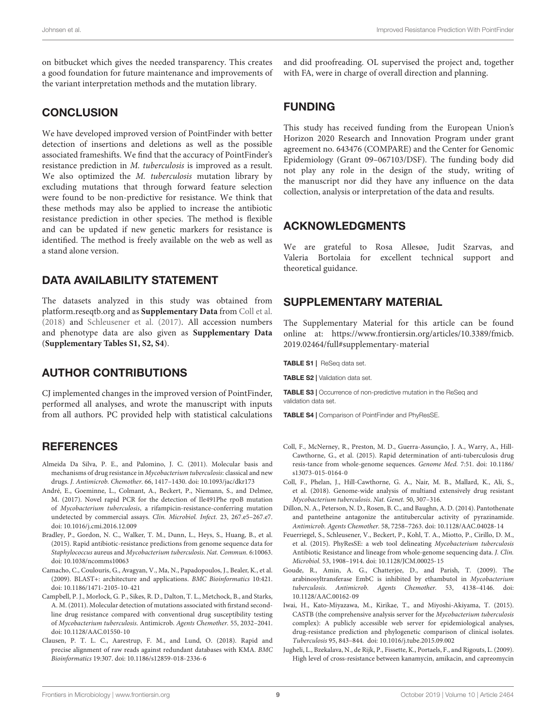on bitbucket which gives the needed transparency. This creates a good foundation for future maintenance and improvements of the variant interpretation methods and the mutation library.

## CONCLUSION

We have developed improved version of PointFinder with better detection of insertions and deletions as well as the possible associated frameshifts. We find that the accuracy of PointFinder's resistance prediction in *M. tuberculosis* is improved as a result. We also optimized the *M. tuberculosis* mutation library by excluding mutations that through forward feature selection were found to be non-predictive for resistance. We think that these methods may also be applied to increase the antibiotic resistance prediction in other species. The method is flexible and can be updated if new genetic markers for resistance is identified. The method is freely available on the web as well as a stand alone version.

## DATA AVAILABILITY STATEMENT

The datasets analyzed in this study was obtained from platform.reseqtb.org and as **Supplementary Data** from Coll et al. (2018) and Schleusener et al. (2017). All accession numbers and phenotype data are also given as **Supplementary Data** (**Supplementary Tables S1, S2, S4**).

## AUTHOR CONTRIBUTIONS

CJ implemented changes in the improved version of PointFinder, performed all analyses, and wrote the manuscript with inputs from all authors. PC provided help with statistical calculations and did proofreading. OL supervised the project and, together with FA, were in charge of overall direction and planning.

## FUNDING

This study has received funding from the European Union's Horizon 2020 Research and Innovation Program under grant agreement no. 643476 (COMPARE) and the Center for Genomic Epidemiology (Grant 09–067103/DSF). The funding body did not play any role in the design of the study, writing of the manuscript nor did they have any influence on the data collection, analysis or interpretation of the data and results.

## ACKNOWLEDGMENTS

We are grateful to Rosa Allesøe, Judit Szarvas, and Valeria Bortolaia for excellent technical support and theoretical guidance.

## SUPPLEMENTARY MATERIAL

The Supplementary Material for this article can be found online at: https://www.frontiersin.org/articles/10.3389/fmicb.2019.02464/full#supplementary-material

**TABLE S1 |** ReSeq data set.

**TABLE S2 |** Validation data set.

**TABLE S3 |** Occurrence of non-predictive mutation in the ReSeq and validation data set.

**TABLE S4 |** Comparison of PointFinder and PhyResSE.

## REFERENCES

Almeida Da Silva, P. E., and Palomino, J. C. (2011). Molecular basis and mechanisms of drug resistance in *Mycobacterium tuberculosis*: classical and new drugs. *J. Antimicrob. Chemother.* 66, 1417–1430. doi: 10.1093/jac/dkr173

André, E., Goeminne, L., Colmant, A., Beckert, P., Niemann, S., and Delmee, M. (2017). Novel rapid PCR for the detection of Ile491Phe rpoB mutation of *Mycobacterium tuberculosis*, a rifampicin-resistance-conferring mutation undetected by commercial assays. *Clin. Microbiol. Infect.* 23, 267.e5–267.e7. doi: 10.1016/j.cmi.2016.12.009

Bradley, P., Gordon, N. C., Walker, T. M., Dunn, L., Heys, S., Huang, B., et al. (2015). Rapid antibiotic-resistance predictions from genome sequence data for *Staphylococcus* aureus and *Mycobacterium tuberculosis*. *Nat. Commun.* 6:10063. doi: 10.1038/ncomms10063

Camacho, C., Coulouris, G., Avagyan, V., Ma, N., Papadopoulos, J., Bealer, K., et al. (2009). BLAST+: architecture and applications. *BMC Bioinformatics* 10:421. doi: 10.1186/1471-2105-10-421

Campbell, P. J., Morlock, G. P., Sikes, R. D., Dalton, T. L., Metchock, B., and Starks, A. M. (2011). Molecular detection of mutations associated with firstand second-line drug resistance compared with conventional drug susceptibility testing of *Mycobacterium tuberculosis*. Antimicrob. *Agents Chemother.* 55, 2032–2041. doi: 10.1128/AAC.01550-10

Clausen, P. T. L. C., Aarestrup, F. M., and Lund, O. (2018). Rapid and precise alignment of raw reads against redundant databases with KMA. *BMC Bioinformatics* 19:307. doi: 10.1186/s12859-018-2336-6

Coll, F., McNerney, R., Preston, M. D., Guerra-Assunção, J. A., Warry, A., Hill-Cawthorne, G., et al. (2015). Rapid determination of anti-tuberculosis drug resis-tance from whole-genome sequences. *Genome Med.* 7:51. doi: 10.1186/s13073-015-0164-0

Coll, F., Phelan, J., Hill-Cawthorne, G. A., Nair, M. B., Mallard, K., Ali, S., et al. (2018). Genome-wide analysis of multiand extensively drug resistant *Mycobacterium tuberculosis*. *Nat. Genet.* 50, 307–316.

Dillon, N. A., Peterson, N. D., Rosen, B. C., and Baughn, A. D. (2014). Pantothenate and pantetheine antagonize the antitubercular activity of pyrazinamide. *Antimicrob. Agents Chemother.* 58, 7258–7263. doi: 10.1128/AAC.04028-14

Feuerriegel, S., Schleusener, V., Beckert, P., Kohl, T. A., Miotto, P., Cirillo, D. M., et al. (2015). PhyResSE: a web tool delineating *Mycobacterium tuberculosis* Antibiotic Resistance and lineage from whole-genome sequencing data. *J. Clin. Microbiol.* 53, 1908–1914. doi: 10.1128/JCM.00025-15

Goude, R., Amin, A. G., Chatterjee, D., and Parish, T. (2009). The arabinosyltransferase EmbC is inhibited by ethambutol in *Mycobacterium tuberculosis*. *Antimicrob. Agents Chemother.* 53, 4138–4146. doi: 10.1128/AAC.00162-09

Iwai, H., Kato-Miyazawa, M., Kirikae, T., and Miyoshi-Akiyama, T. (2015). CASTB (the comprehensive analysis server for the *Mycobacterium tuberculosis* complex): A publicly accessible web server for epidemiological analyses, drug-resistance prediction and phylogenetic comparison of clinical isolates. *Tuberculosis* 95, 843–844. doi: 10.1016/j.tube.2015.09.002

Jugheli, L., Bzekalava, N., de Rijk, P., Fissette, K., Portaels, F., and Rigouts, L. (2009). High level of cross-resistance between kanamycin, amikacin, and capreomycin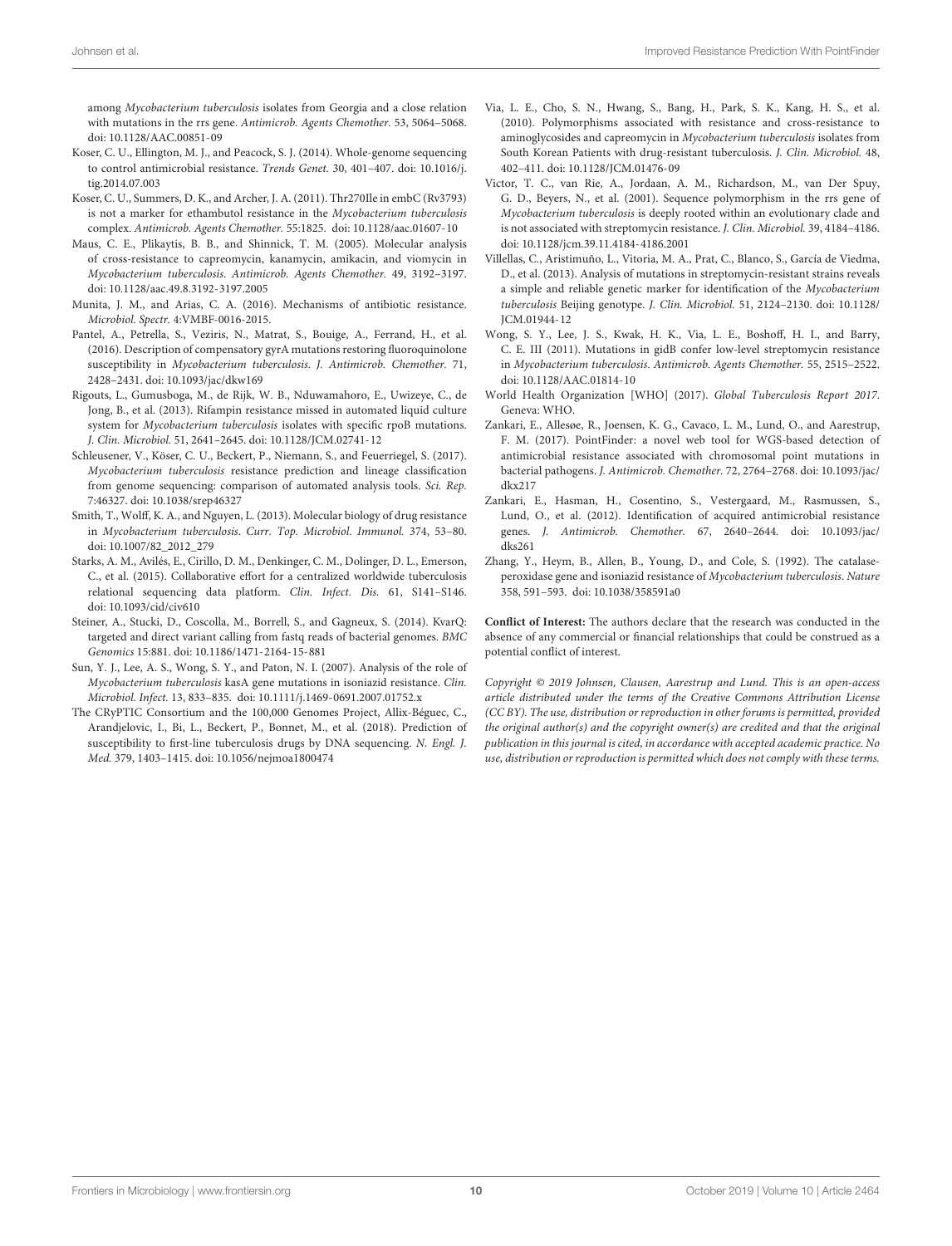among *Mycobacterium tuberculosis* isolates from Georgia and a close relation with mutations in the rrs gene. *Antimicrob. Agents Chemother.* 53, 5064–5068. doi: 10.1128/AAC.00851-09

Koser, C. U., Ellington, M. J., and Peacock, S. J. (2014). Whole-genome sequencing to control antimicrobial resistance. *Trends Genet.* 30, 401–407. doi: 10.1016/j.tig.2014.07.003

Koser, C. U., Summers, D. K., and Archer, J. A. (2011). Thr270Ile in embC (Rv3793) is not a marker for ethambutol resistance in the *Mycobacterium tuberculosis* complex. *Antimicrob. Agents Chemother.* 55:1825. doi: 10.1128/aac.01607-10

Maus, C. E., Plikaytis, B. B., and Shinnick, T. M. (2005). Molecular analysis of cross-resistance to capreomycin, kanamycin, amikacin, and viomycin in *Mycobacterium tuberculosis*. *Antimicrob. Agents Chemother.* 49, 3192–3197. doi: 10.1128/aac.49.8.3192-3197.2005

Munita, J. M., and Arias, C. A. (2016). Mechanisms of antibiotic resistance. *Microbiol. Spectr.* 4:VMBF-0016-2015.

Pantel, A., Petrella, S., Veziris, N., Matrat, S., Bouige, A., Ferrand, H., et al. (2016). Description of compensatory gyrA mutations restoring fluoroquinolone susceptibility in *Mycobacterium tuberculosis*. *J. Antimicrob. Chemother.* 71, 2428–2431. doi: 10.1093/jac/dkw169

Rigouts, L., Gumusboga, M., de Rijk, W. B., Nduwamahoro, E., Uwizeye, C., de Jong, B., et al. (2013). Rifampin resistance missed in automated liquid culture system for *Mycobacterium tuberculosis* isolates with specific rpoB mutations. *J. Clin. Microbiol.* 51, 2641–2645. doi: 10.1128/JCM.02741-12

Schleusener, V., Köser, C. U., Beckert, P., Niemann, S., and Feuerriegel, S. (2017). *Mycobacterium tuberculosis* resistance prediction and lineage classification from genome sequencing: comparison of automated analysis tools. *Sci. Rep.* 7:46327. doi: 10.1038/srep46327

Smith, T., Wolff, K. A., and Nguyen, L. (2013). Molecular biology of drug resistance in *Mycobacterium tuberculosis*. *Curr. Top. Microbiol. Immunol.* 374, 53–80. doi: 10.1007/82_2012_279

Starks, A. M., Avilés, E., Cirillo, D. M., Denkinger, C. M., Dolinger, D. L., Emerson, C., et al. (2015). Collaborative effort for a centralized worldwide tuberculosis relational sequencing data platform. *Clin. Infect. Dis.* 61, S141–S146. doi: 10.1093/cid/civ610

Steiner, A., Stucki, D., Coscolla, M., Borrell, S., and Gagneux, S. (2014). KvarQ: targeted and direct variant calling from fastq reads of bacterial genomes. *BMC Genomics* 15:881. doi: 10.1186/1471-2164-15-881

Sun, Y. J., Lee, A. S., Wong, S. Y., and Paton, N. I. (2007). Analysis of the role of *Mycobacterium tuberculosis* kasA gene mutations in isoniazid resistance. *Clin. Microbiol. Infect.* 13, 833–835. doi: 10.1111/j.1469-0691.2007.01752.x

The CRyPTIC Consortium and the 100,000 Genomes Project, Allix-Béguec, C., Arandjelovic, I., Bi, L., Beckert, P., Bonnet, M., et al. (2018). Prediction of susceptibility to first-line tuberculosis drugs by DNA sequencing. *N. Engl. J. Med.* 379, 1403–1415. doi: 10.1056/nejmoa1800474

Via, L. E., Cho, S. N., Hwang, S., Bang, H., Park, S. K., Kang, H. S., et al. (2010). Polymorphisms associated with resistance and cross-resistance to aminoglycosides and capreomycin in *Mycobacterium tuberculosis* isolates from South Korean Patients with drug-resistant tuberculosis. *J. Clin. Microbiol.* 48, 402–411. doi: 10.1128/JCM.01476-09

Victor, T. C., van Rie, A., Jordaan, A. M., Richardson, M., van Der Spuy, G. D., Beyers, N., et al. (2001). Sequence polymorphism in the rrs gene of *Mycobacterium tuberculosis* is deeply rooted within an evolutionary clade and is not associated with streptomycin resistance. *J. Clin. Microbiol.* 39, 4184–4186. doi: 10.1128/jcm.39.11.4184-4186.2001

Villellas, C., Aristimuño, L., Vitoria, M. A., Prat, C., Blanco, S., García de Viedma, D., et al. (2013). Analysis of mutations in streptomycin-resistant strains reveals a simple and reliable genetic marker for identification of the *Mycobacterium tuberculosis* Beijing genotype. *J. Clin. Microbiol.* 51, 2124–2130. doi: 10.1128/JCM.01944-12

Wong, S. Y., Lee, J. S., Kwak, H. K., Via, L. E., Boshoff, H. I., and Barry, C. E. III (2011). Mutations in gidB confer low-level streptomycin resistance in *Mycobacterium tuberculosis*. *Antimicrob. Agents Chemother.* 55, 2515–2522. doi: 10.1128/AAC.01814-10

World Health Organization [WHO] (2017). *Global Tuberculosis Report 2017*. Geneva: WHO.

Zankari, E., Allesøe, R., Joensen, K. G., Cavaco, L. M., Lund, O., and Aarestrup, F. M. (2017). PointFinder: a novel web tool for WGS-based detection of antimicrobial resistance associated with chromosomal point mutations in bacterial pathogens. *J. Antimicrob. Chemother.* 72, 2764–2768. doi: 10.1093/jac/dkx217

Zankari, E., Hasman, H., Cosentino, S., Vestergaard, M., Rasmussen, S., Lund, O., et al. (2012). Identification of acquired antimicrobial resistance genes. *J. Antimicrob. Chemother.* 67, 2640–2644. doi: 10.1093/jac/dks261

Zhang, Y., Heym, B., Allen, B., Young, D., and Cole, S. (1992). The catalase-peroxidase gene and isoniazid resistance of *Mycobacterium tuberculosis*. *Nature* 358, 591–593. doi: 10.1038/358591a0

**Conflict of Interest:** The authors declare that the research was conducted in the absence of any commercial or financial relationships that could be construed as a potential conflict of interest.

*Copyright © 2019 Johnsen, Clausen, Aarestrup and Lund. This is an open-access article distributed under the terms of the Creative Commons Attribution License (CC BY). The use, distribution or reproduction in other forums is permitted, provided the original author(s) and the copyright owner(s) are credited and that the original publication in this journal is cited, in accordance with accepted academic practice. No use, distribution or reproduction is permitted which does not comply with these terms.*